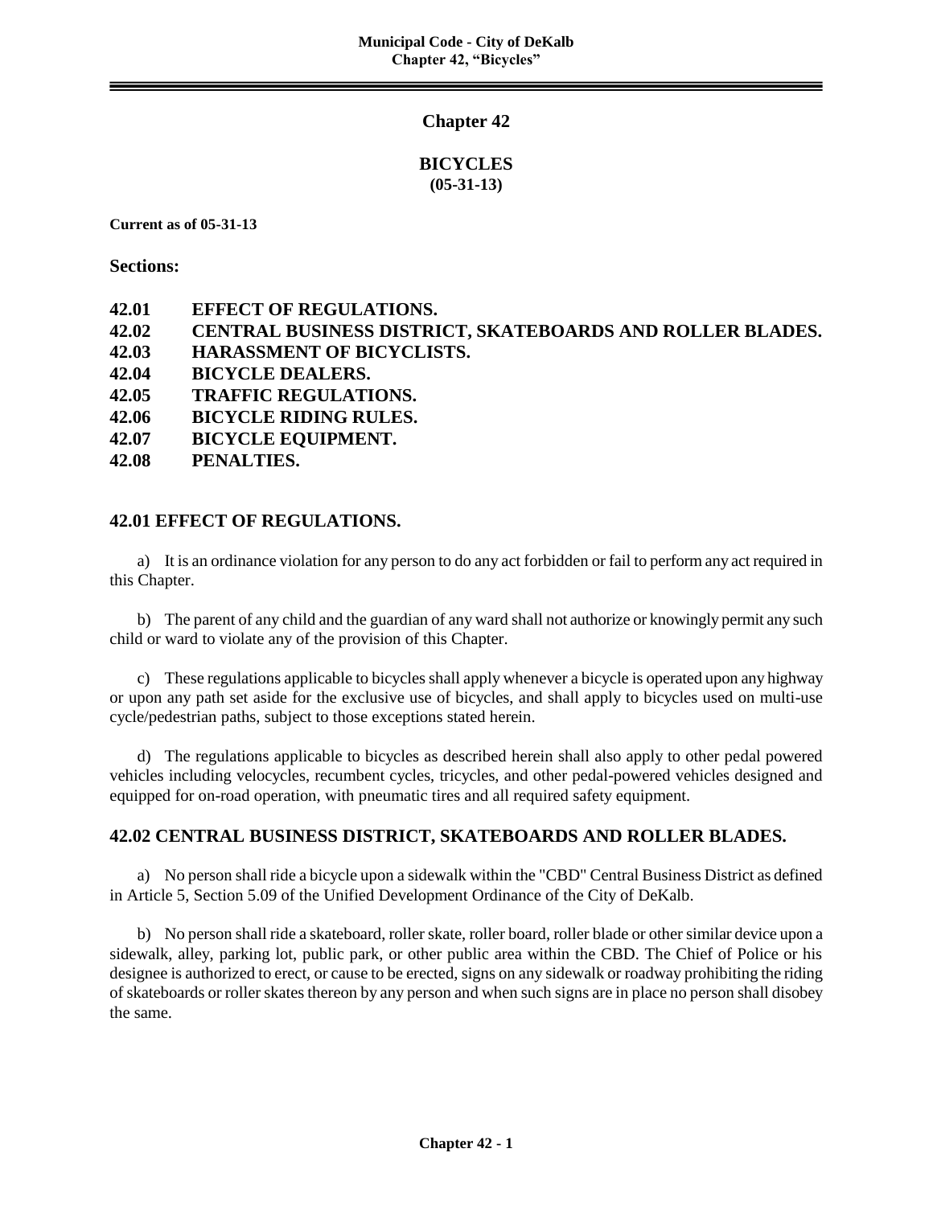# Chapter 42

## BICYCLES
**(05-31-13)**

**Current as of 05-31-13**

**Sections:**

**42.01 EFFECT OF REGULATIONS.**
**42.02 CENTRAL BUSINESS DISTRICT, SKATEBOARDS AND ROLLER BLADES.**
**42.03 HARASSMENT OF BICYCLISTS.**
**42.04 BICYCLE DEALERS.**
**42.05 TRAFFIC REGULATIONS.**
**42.06 BICYCLE RIDING RULES.**
**42.07 BICYCLE EQUIPMENT.**
**42.08 PENALTIES.**

## 42.01 EFFECT OF REGULATIONS.

a) It is an ordinance violation for any person to do any act forbidden or fail to perform any act required in this Chapter.

b) The parent of any child and the guardian of any ward shall not authorize or knowingly permit any such child or ward to violate any of the provision of this Chapter.

c) These regulations applicable to bicycles shall apply whenever a bicycle is operated upon any highway or upon any path set aside for the exclusive use of bicycles, and shall apply to bicycles used on multi-use cycle/pedestrian paths, subject to those exceptions stated herein.

d) The regulations applicable to bicycles as described herein shall also apply to other pedal powered vehicles including velocycles, recumbent cycles, tricycles, and other pedal-powered vehicles designed and equipped for on-road operation, with pneumatic tires and all required safety equipment.

## 42.02 CENTRAL BUSINESS DISTRICT, SKATEBOARDS AND ROLLER BLADES.

a) No person shall ride a bicycle upon a sidewalk within the "CBD" Central Business District as defined in Article 5, Section 5.09 of the Unified Development Ordinance of the City of DeKalb.

b) No person shall ride a skateboard, roller skate, roller board, roller blade or other similar device upon a sidewalk, alley, parking lot, public park, or other public area within the CBD. The Chief of Police or his designee is authorized to erect, or cause to be erected, signs on any sidewalk or roadway prohibiting the riding of skateboards or roller skates thereon by any person and when such signs are in place no person shall disobey the same.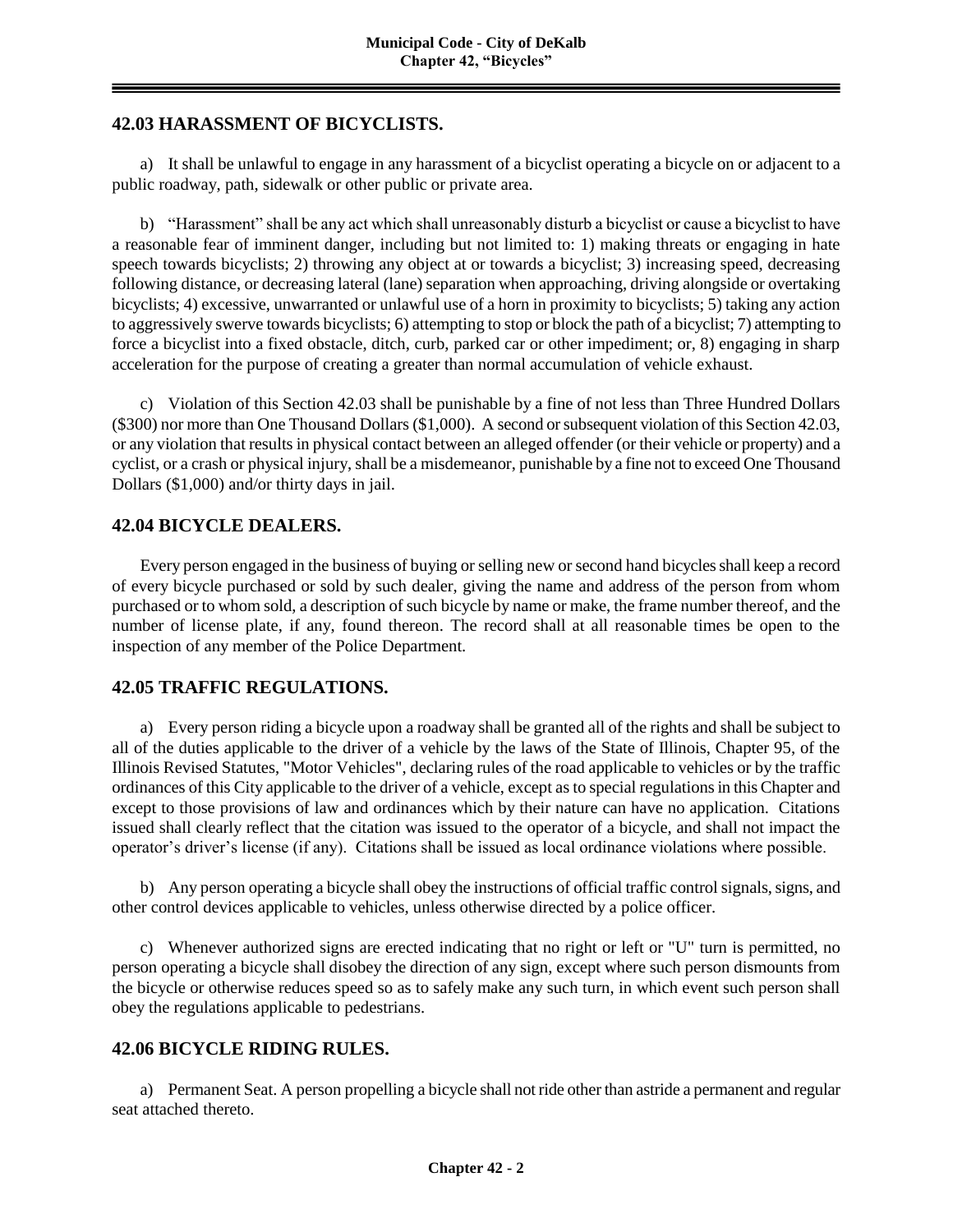## 42.03 HARASSMENT OF BICYCLISTS.

a) It shall be unlawful to engage in any harassment of a bicyclist operating a bicycle on or adjacent to a public roadway, path, sidewalk or other public or private area.

b) "Harassment" shall be any act which shall unreasonably disturb a bicyclist or cause a bicyclist to have a reasonable fear of imminent danger, including but not limited to: 1) making threats or engaging in hate speech towards bicyclists; 2) throwing any object at or towards a bicyclist; 3) increasing speed, decreasing following distance, or decreasing lateral (lane) separation when approaching, driving alongside or overtaking bicyclists; 4) excessive, unwarranted or unlawful use of a horn in proximity to bicyclists; 5) taking any action to aggressively swerve towards bicyclists; 6) attempting to stop or block the path of a bicyclist; 7) attempting to force a bicyclist into a fixed obstacle, ditch, curb, parked car or other impediment; or, 8) engaging in sharp acceleration for the purpose of creating a greater than normal accumulation of vehicle exhaust.

c) Violation of this Section 42.03 shall be punishable by a fine of not less than Three Hundred Dollars ($300) nor more than One Thousand Dollars ($1,000). A second or subsequent violation of this Section 42.03, or any violation that results in physical contact between an alleged offender (or their vehicle or property) and a cyclist, or a crash or physical injury, shall be a misdemeanor, punishable by a fine not to exceed One Thousand Dollars ($1,000) and/or thirty days in jail.

## 42.04 BICYCLE DEALERS.

Every person engaged in the business of buying or selling new or second hand bicycles shall keep a record of every bicycle purchased or sold by such dealer, giving the name and address of the person from whom purchased or to whom sold, a description of such bicycle by name or make, the frame number thereof, and the number of license plate, if any, found thereon. The record shall at all reasonable times be open to the inspection of any member of the Police Department.

## 42.05 TRAFFIC REGULATIONS.

a) Every person riding a bicycle upon a roadway shall be granted all of the rights and shall be subject to all of the duties applicable to the driver of a vehicle by the laws of the State of Illinois, Chapter 95, of the Illinois Revised Statutes, "Motor Vehicles", declaring rules of the road applicable to vehicles or by the traffic ordinances of this City applicable to the driver of a vehicle, except as to special regulations in this Chapter and except to those provisions of law and ordinances which by their nature can have no application. Citations issued shall clearly reflect that the citation was issued to the operator of a bicycle, and shall not impact the operator's driver's license (if any). Citations shall be issued as local ordinance violations where possible.

b) Any person operating a bicycle shall obey the instructions of official traffic control signals, signs, and other control devices applicable to vehicles, unless otherwise directed by a police officer.

c) Whenever authorized signs are erected indicating that no right or left or "U" turn is permitted, no person operating a bicycle shall disobey the direction of any sign, except where such person dismounts from the bicycle or otherwise reduces speed so as to safely make any such turn, in which event such person shall obey the regulations applicable to pedestrians.

## 42.06 BICYCLE RIDING RULES.

a) Permanent Seat. A person propelling a bicycle shall not ride other than astride a permanent and regular seat attached thereto.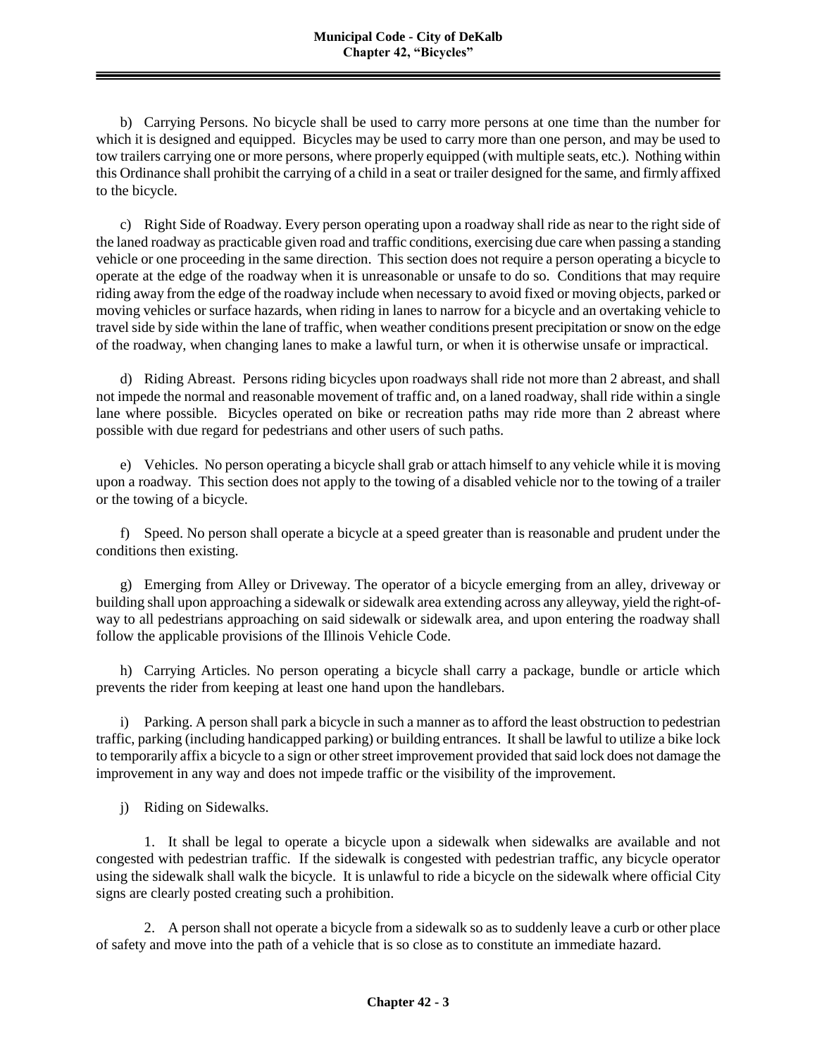b) Carrying Persons. No bicycle shall be used to carry more persons at one time than the number for which it is designed and equipped. Bicycles may be used to carry more than one person, and may be used to tow trailers carrying one or more persons, where properly equipped (with multiple seats, etc.). Nothing within this Ordinance shall prohibit the carrying of a child in a seat or trailer designed for the same, and firmly affixed to the bicycle.

c) Right Side of Roadway. Every person operating upon a roadway shall ride as near to the right side of the laned roadway as practicable given road and traffic conditions, exercising due care when passing a standing vehicle or one proceeding in the same direction. This section does not require a person operating a bicycle to operate at the edge of the roadway when it is unreasonable or unsafe to do so. Conditions that may require riding away from the edge of the roadway include when necessary to avoid fixed or moving objects, parked or moving vehicles or surface hazards, when riding in lanes to narrow for a bicycle and an overtaking vehicle to travel side by side within the lane of traffic, when weather conditions present precipitation or snow on the edge of the roadway, when changing lanes to make a lawful turn, or when it is otherwise unsafe or impractical.

d) Riding Abreast. Persons riding bicycles upon roadways shall ride not more than 2 abreast, and shall not impede the normal and reasonable movement of traffic and, on a laned roadway, shall ride within a single lane where possible. Bicycles operated on bike or recreation paths may ride more than 2 abreast where possible with due regard for pedestrians and other users of such paths.

e) Vehicles. No person operating a bicycle shall grab or attach himself to any vehicle while it is moving upon a roadway. This section does not apply to the towing of a disabled vehicle nor to the towing of a trailer or the towing of a bicycle.

f) Speed. No person shall operate a bicycle at a speed greater than is reasonable and prudent under the conditions then existing.

g) Emerging from Alley or Driveway. The operator of a bicycle emerging from an alley, driveway or building shall upon approaching a sidewalk or sidewalk area extending across any alleyway, yield the right-of-way to all pedestrians approaching on said sidewalk or sidewalk area, and upon entering the roadway shall follow the applicable provisions of the Illinois Vehicle Code.

h) Carrying Articles. No person operating a bicycle shall carry a package, bundle or article which prevents the rider from keeping at least one hand upon the handlebars.

i) Parking. A person shall park a bicycle in such a manner as to afford the least obstruction to pedestrian traffic, parking (including handicapped parking) or building entrances. It shall be lawful to utilize a bike lock to temporarily affix a bicycle to a sign or other street improvement provided that said lock does not damage the improvement in any way and does not impede traffic or the visibility of the improvement.

j) Riding on Sidewalks.

1. It shall be legal to operate a bicycle upon a sidewalk when sidewalks are available and not congested with pedestrian traffic. If the sidewalk is congested with pedestrian traffic, any bicycle operator using the sidewalk shall walk the bicycle. It is unlawful to ride a bicycle on the sidewalk where official City signs are clearly posted creating such a prohibition.

2. A person shall not operate a bicycle from a sidewalk so as to suddenly leave a curb or other place of safety and move into the path of a vehicle that is so close as to constitute an immediate hazard.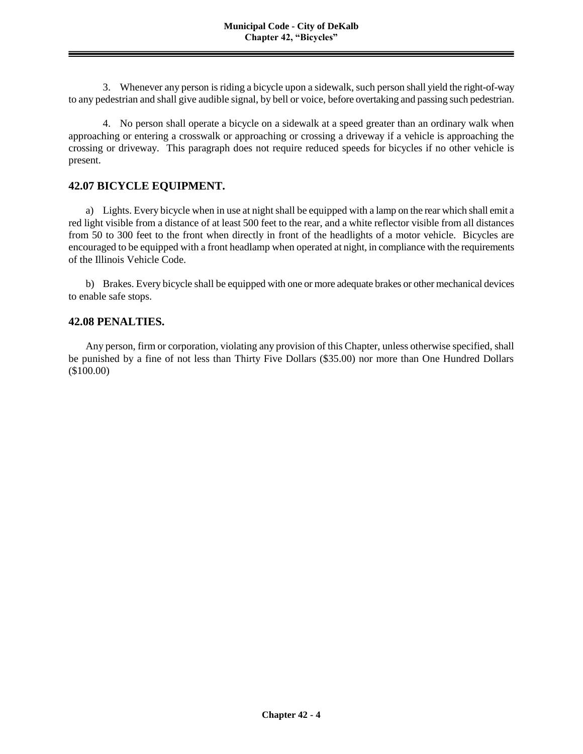3. Whenever any person is riding a bicycle upon a sidewalk, such person shall yield the right-of-way to any pedestrian and shall give audible signal, by bell or voice, before overtaking and passing such pedestrian.

4. No person shall operate a bicycle on a sidewalk at a speed greater than an ordinary walk when approaching or entering a crosswalk or approaching or crossing a driveway if a vehicle is approaching the crossing or driveway. This paragraph does not require reduced speeds for bicycles if no other vehicle is present.

## 42.07 BICYCLE EQUIPMENT.

a) Lights. Every bicycle when in use at night shall be equipped with a lamp on the rear which shall emit a red light visible from a distance of at least 500 feet to the rear, and a white reflector visible from all distances from 50 to 300 feet to the front when directly in front of the headlights of a motor vehicle. Bicycles are encouraged to be equipped with a front headlamp when operated at night, in compliance with the requirements of the Illinois Vehicle Code.

b) Brakes. Every bicycle shall be equipped with one or more adequate brakes or other mechanical devices to enable safe stops.

## 42.08 PENALTIES.

Any person, firm or corporation, violating any provision of this Chapter, unless otherwise specified, shall be punished by a fine of not less than Thirty Five Dollars ($35.00) nor more than One Hundred Dollars ($100.00)